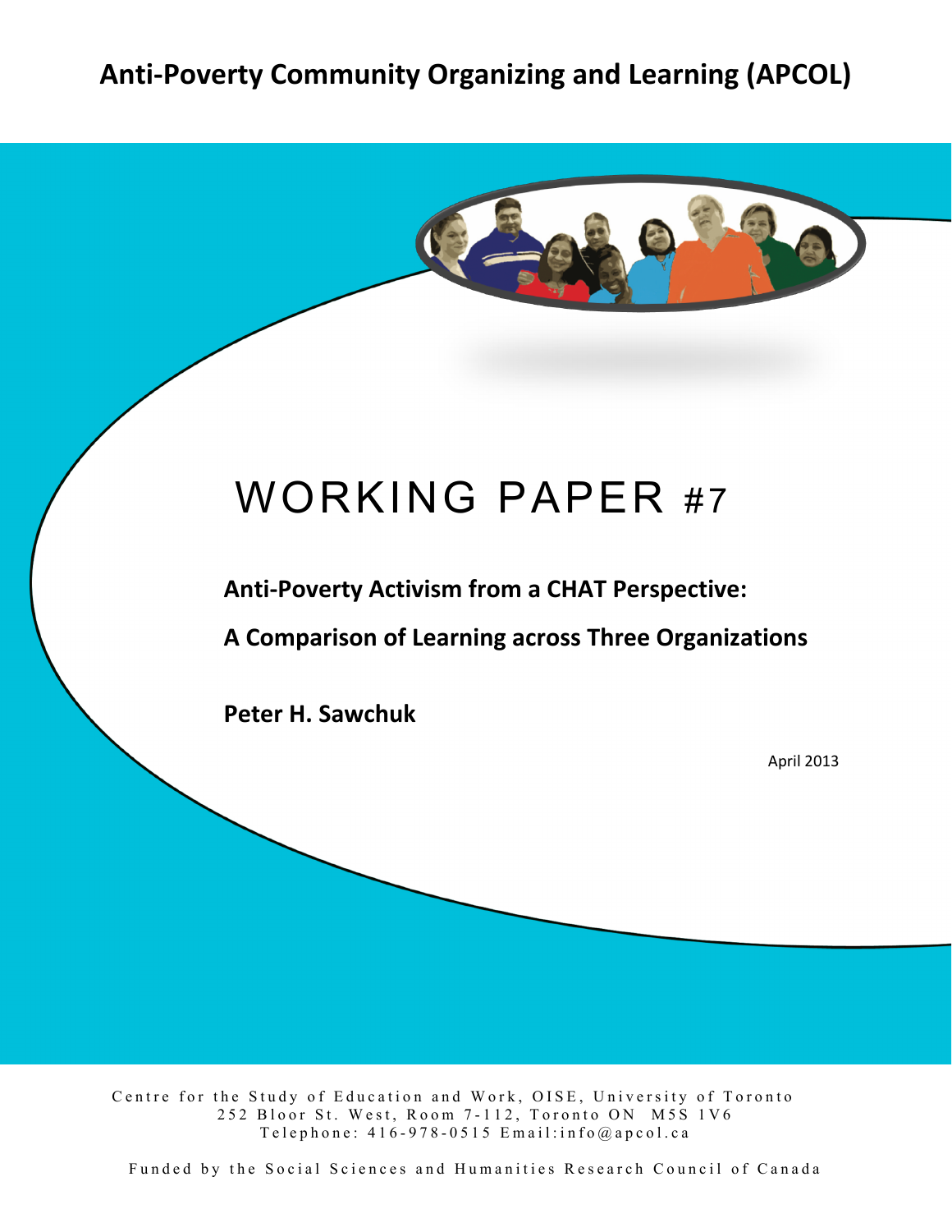# Anti-Poverty Community Organizing and Learning (APCOL)

# WORKING PAPER #7

**Anti-Poverty Activism from a CHAT Perspective:**

**A Comparison of Learning across Three Organizations**

**Peter H. Sawchuk**

April 2013

Centre for the Study of Education and Work, OISE, University of Toronto
252 Bloor St. West, Room 7-112, Toronto ON M5S 1V6
Telephone: 416-978-0515 Email:info@apcol.ca

Funded by the Social Sciences and Humanities Research Council of Canada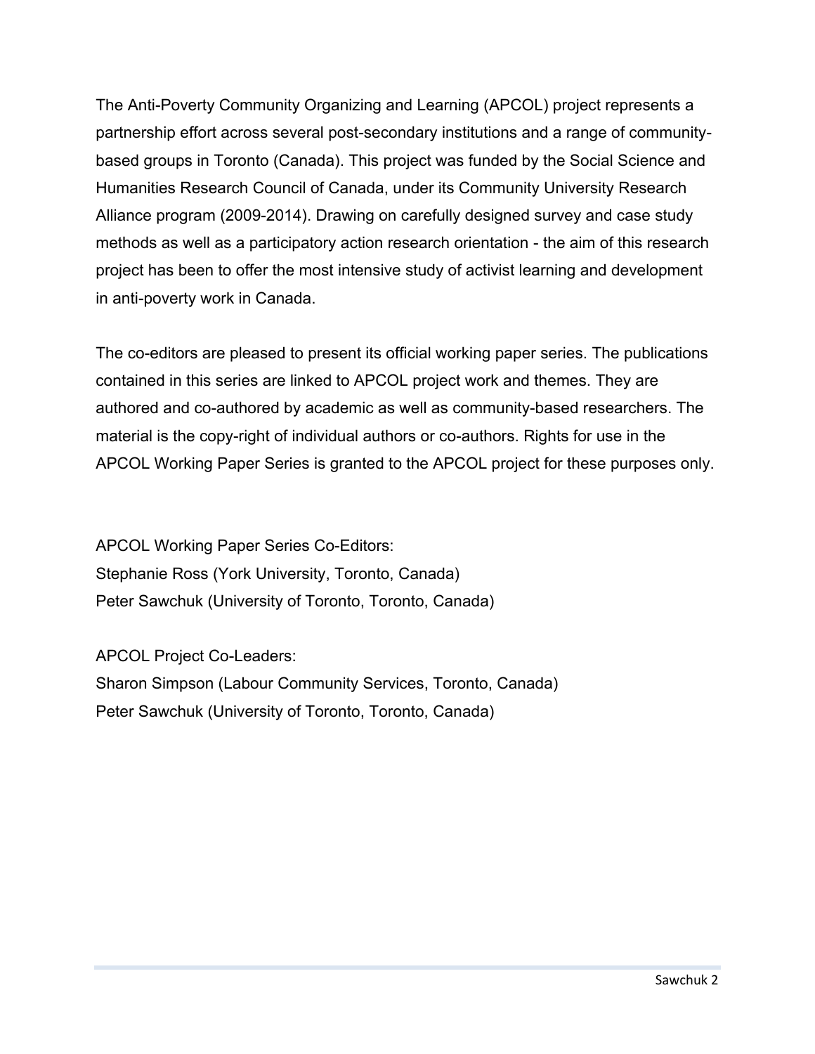The Anti-Poverty Community Organizing and Learning (APCOL) project represents a partnership effort across several post-secondary institutions and a range of community-based groups in Toronto (Canada). This project was funded by the Social Science and Humanities Research Council of Canada, under its Community University Research Alliance program (2009-2014). Drawing on carefully designed survey and case study methods as well as a participatory action research orientation - the aim of this research project has been to offer the most intensive study of activist learning and development in anti-poverty work in Canada.

The co-editors are pleased to present its official working paper series. The publications contained in this series are linked to APCOL project work and themes. They are authored and co-authored by academic as well as community-based researchers. The material is the copy-right of individual authors or co-authors. Rights for use in the APCOL Working Paper Series is granted to the APCOL project for these purposes only.

APCOL Working Paper Series Co-Editors:
Stephanie Ross (York University, Toronto, Canada)
Peter Sawchuk (University of Toronto, Toronto, Canada)

APCOL Project Co-Leaders:
Sharon Simpson (Labour Community Services, Toronto, Canada)
Peter Sawchuk (University of Toronto, Toronto, Canada)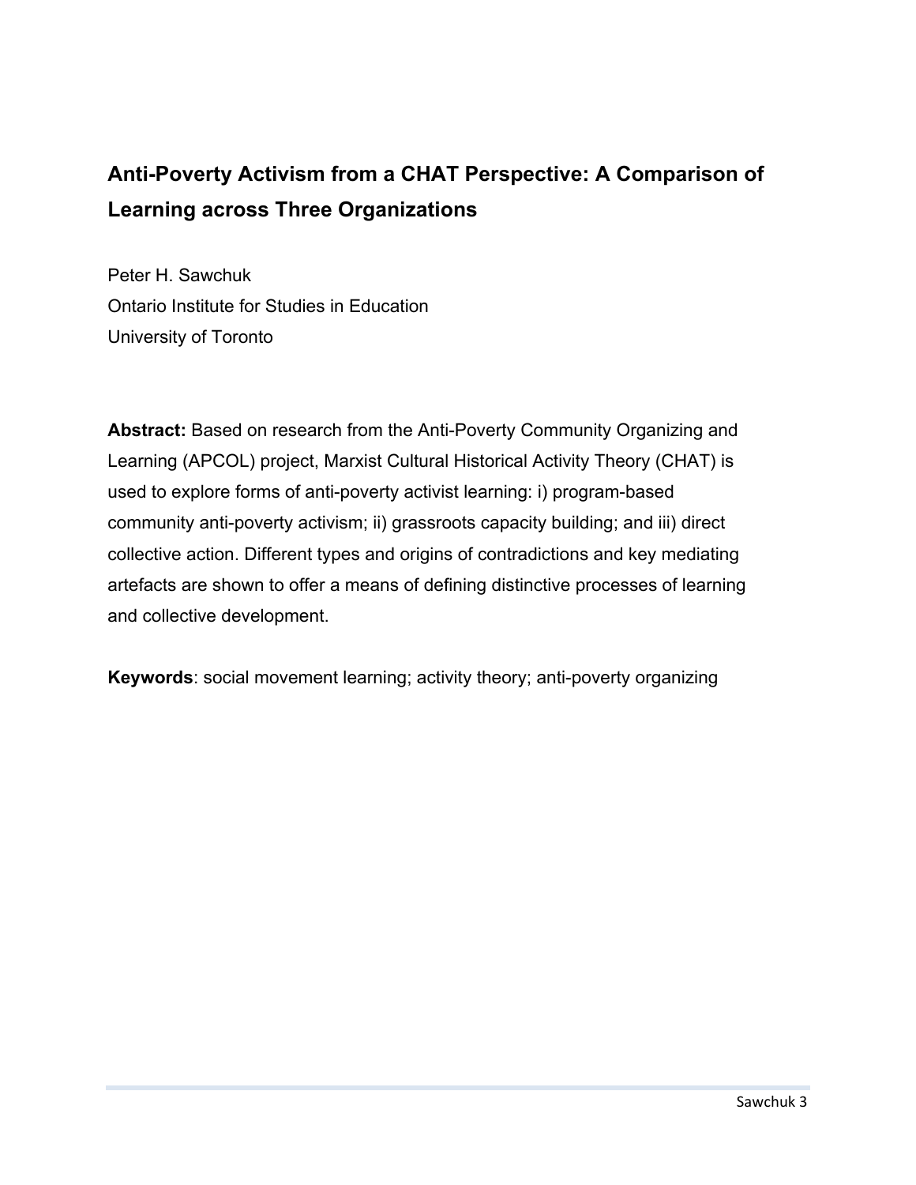# Anti-Poverty Activism from a CHAT Perspective: A Comparison of Learning across Three Organizations

Peter H. Sawchuk
Ontario Institute for Studies in Education
University of Toronto

**Abstract:** Based on research from the Anti-Poverty Community Organizing and Learning (APCOL) project, Marxist Cultural Historical Activity Theory (CHAT) is used to explore forms of anti-poverty activist learning: i) program-based community anti-poverty activism; ii) grassroots capacity building; and iii) direct collective action. Different types and origins of contradictions and key mediating artefacts are shown to offer a means of defining distinctive processes of learning and collective development.

**Keywords**: social movement learning; activity theory; anti-poverty organizing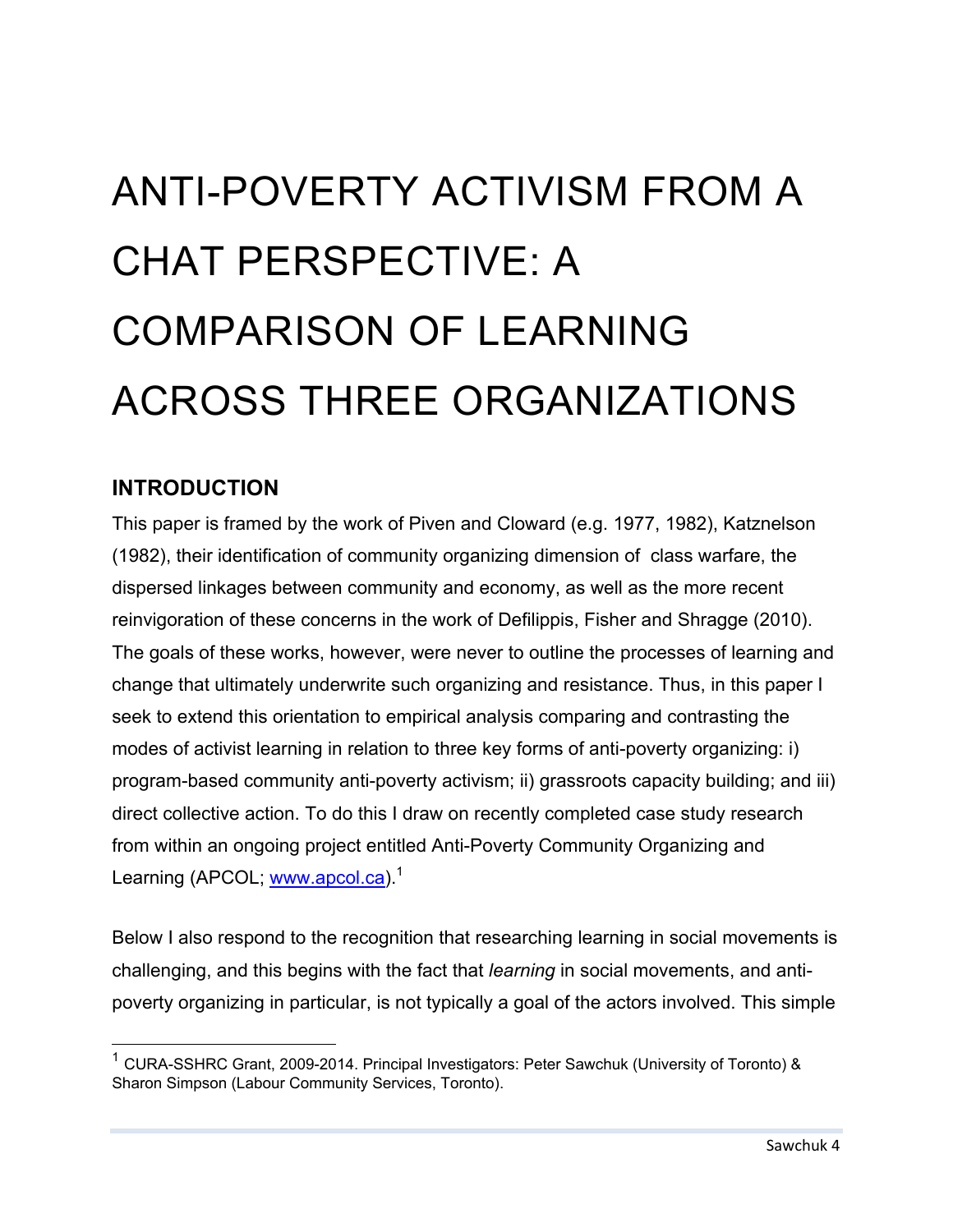# ANTI-POVERTY ACTIVISM FROM A CHAT PERSPECTIVE: A COMPARISON OF LEARNING ACROSS THREE ORGANIZATIONS

## INTRODUCTION

This paper is framed by the work of Piven and Cloward (e.g. 1977, 1982), Katznelson (1982), their identification of community organizing dimension of  class warfare, the dispersed linkages between community and economy, as well as the more recent reinvigoration of these concerns in the work of Defilippis, Fisher and Shragge (2010). The goals of these works, however, were never to outline the processes of learning and change that ultimately underwrite such organizing and resistance. Thus, in this paper I seek to extend this orientation to empirical analysis comparing and contrasting the modes of activist learning in relation to three key forms of anti-poverty organizing: i) program-based community anti-poverty activism; ii) grassroots capacity building; and iii) direct collective action. To do this I draw on recently completed case study research from within an ongoing project entitled Anti-Poverty Community Organizing and Learning (APCOL; [www.apcol.ca](www.apcol.ca)).[1]

Below I also respond to the recognition that researching learning in social movements is challenging, and this begins with the fact that *learning* in social movements, and anti-poverty organizing in particular, is not typically a goal of the actors involved. This simple

[1] CURA-SSHRC Grant, 2009-2014. Principal Investigators: Peter Sawchuk (University of Toronto) & Sharon Simpson (Labour Community Services, Toronto).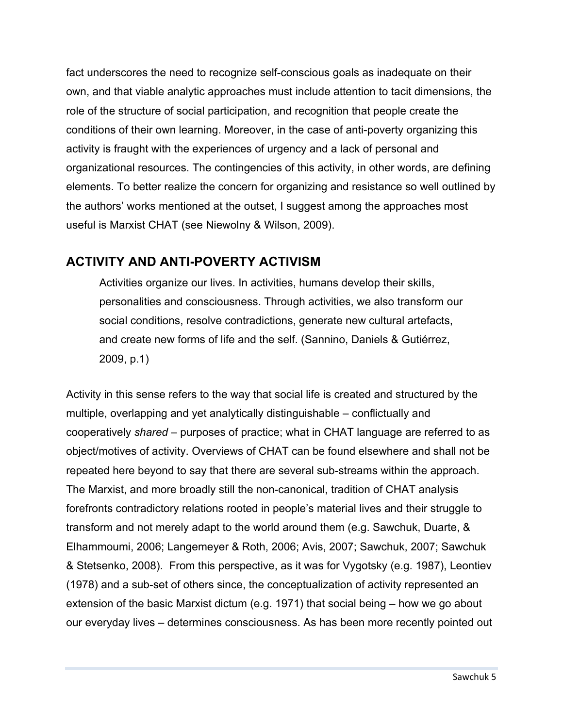fact underscores the need to recognize self-conscious goals as inadequate on their own, and that viable analytic approaches must include attention to tacit dimensions, the role of the structure of social participation, and recognition that people create the conditions of their own learning. Moreover, in the case of anti-poverty organizing this activity is fraught with the experiences of urgency and a lack of personal and organizational resources. The contingencies of this activity, in other words, are defining elements. To better realize the concern for organizing and resistance so well outlined by the authors' works mentioned at the outset, I suggest among the approaches most useful is Marxist CHAT (see Niewolny & Wilson, 2009).

## ACTIVITY AND ANTI-POVERTY ACTIVISM

> Activities organize our lives. In activities, humans develop their skills, personalities and consciousness. Through activities, we also transform our social conditions, resolve contradictions, generate new cultural artefacts, and create new forms of life and the self. (Sannino, Daniels & Gutiérrez, 2009, p.1)

Activity in this sense refers to the way that social life is created and structured by the multiple, overlapping and yet analytically distinguishable – conflictually and cooperatively *shared* – purposes of practice; what in CHAT language are referred to as object/motives of activity. Overviews of CHAT can be found elsewhere and shall not be repeated here beyond to say that there are several sub-streams within the approach. The Marxist, and more broadly still the non-canonical, tradition of CHAT analysis forefronts contradictory relations rooted in people's material lives and their struggle to transform and not merely adapt to the world around them (e.g. Sawchuk, Duarte, & Elhammoumi, 2006; Langemeyer & Roth, 2006; Avis, 2007; Sawchuk, 2007; Sawchuk & Stetsenko, 2008). From this perspective, as it was for Vygotsky (e.g. 1987), Leontiev (1978) and a sub-set of others since, the conceptualization of activity represented an extension of the basic Marxist dictum (e.g. 1971) that social being – how we go about our everyday lives – determines consciousness. As has been more recently pointed out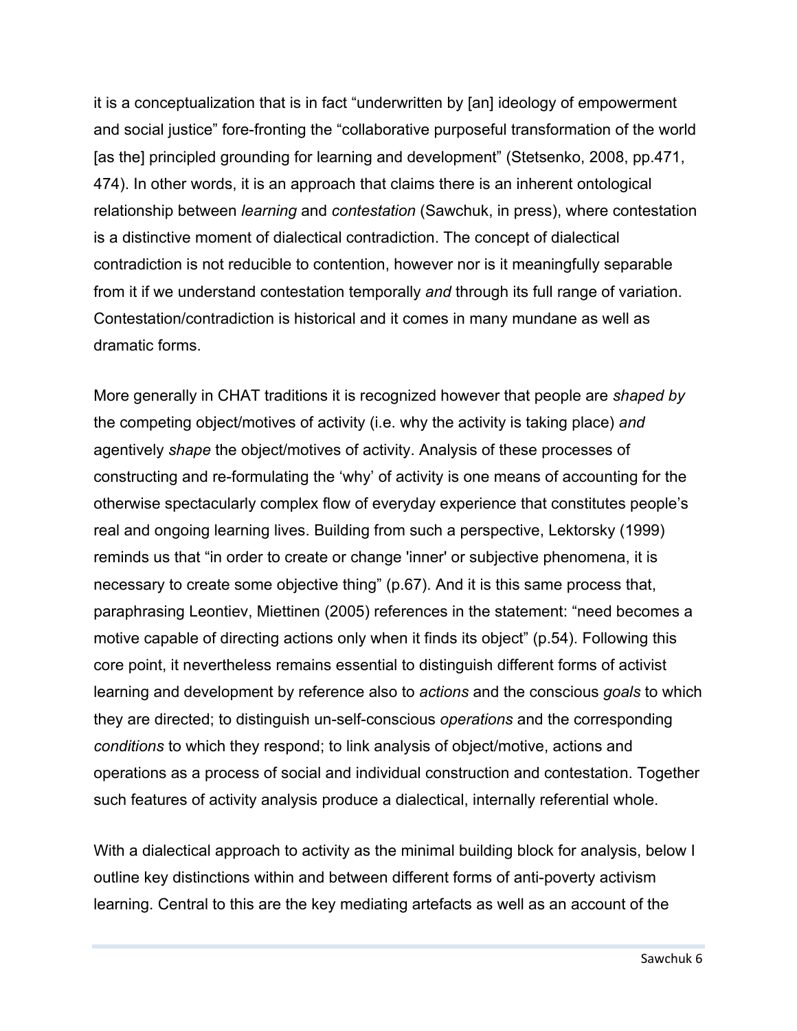it is a conceptualization that is in fact “underwritten by [an] ideology of empowerment and social justice” fore-fronting the “collaborative purposeful transformation of the world [as the] principled grounding for learning and development” (Stetsenko, 2008, pp.471, 474). In other words, it is an approach that claims there is an inherent ontological relationship between *learning* and *contestation* (Sawchuk, in press), where contestation is a distinctive moment of dialectical contradiction. The concept of dialectical contradiction is not reducible to contention, however nor is it meaningfully separable from it if we understand contestation temporally *and* through its full range of variation. Contestation/contradiction is historical and it comes in many mundane as well as dramatic forms.

More generally in CHAT traditions it is recognized however that people are *shaped by* the competing object/motives of activity (i.e. why the activity is taking place) *and* agentively *shape* the object/motives of activity. Analysis of these processes of constructing and re-formulating the ‘why’ of activity is one means of accounting for the otherwise spectacularly complex flow of everyday experience that constitutes people’s real and ongoing learning lives. Building from such a perspective, Lektorsky (1999) reminds us that “in order to create or change 'inner' or subjective phenomena, it is necessary to create some objective thing” (p.67). And it is this same process that, paraphrasing Leontiev, Miettinen (2005) references in the statement: “need becomes a motive capable of directing actions only when it finds its object” (p.54). Following this core point, it nevertheless remains essential to distinguish different forms of activist learning and development by reference also to *actions* and the conscious *goals* to which they are directed; to distinguish un-self-conscious *operations* and the corresponding *conditions* to which they respond; to link analysis of object/motive, actions and operations as a process of social and individual construction and contestation. Together such features of activity analysis produce a dialectical, internally referential whole.

With a dialectical approach to activity as the minimal building block for analysis, below I outline key distinctions within and between different forms of anti-poverty activism learning. Central to this are the key mediating artefacts as well as an account of the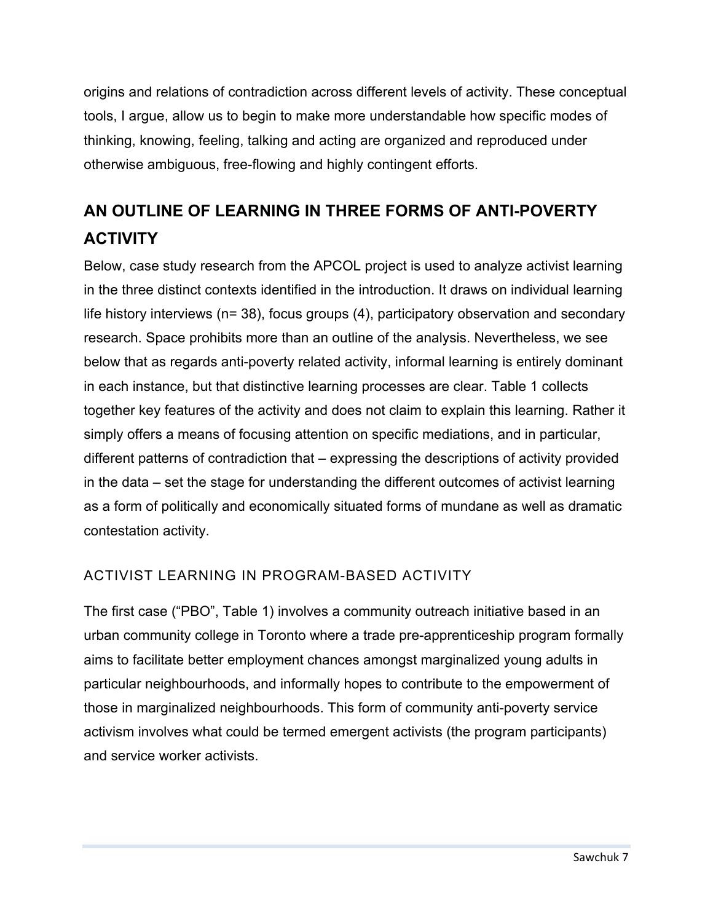origins and relations of contradiction across different levels of activity. These conceptual tools, I argue, allow us to begin to make more understandable how specific modes of thinking, knowing, feeling, talking and acting are organized and reproduced under otherwise ambiguous, free-flowing and highly contingent efforts.

## AN OUTLINE OF LEARNING IN THREE FORMS OF ANTI-POVERTY ACTIVITY

Below, case study research from the APCOL project is used to analyze activist learning in the three distinct contexts identified in the introduction. It draws on individual learning life history interviews (n= 38), focus groups (4), participatory observation and secondary research. Space prohibits more than an outline of the analysis. Nevertheless, we see below that as regards anti-poverty related activity, informal learning is entirely dominant in each instance, but that distinctive learning processes are clear. Table 1 collects together key features of the activity and does not claim to explain this learning. Rather it simply offers a means of focusing attention on specific mediations, and in particular, different patterns of contradiction that – expressing the descriptions of activity provided in the data – set the stage for understanding the different outcomes of activist learning as a form of politically and economically situated forms of mundane as well as dramatic contestation activity.

### ACTIVIST LEARNING IN PROGRAM-BASED ACTIVITY

The first case ("PBO", Table 1) involves a community outreach initiative based in an urban community college in Toronto where a trade pre-apprenticeship program formally aims to facilitate better employment chances amongst marginalized young adults in particular neighbourhoods, and informally hopes to contribute to the empowerment of those in marginalized neighbourhoods. This form of community anti-poverty service activism involves what could be termed emergent activists (the program participants) and service worker activists.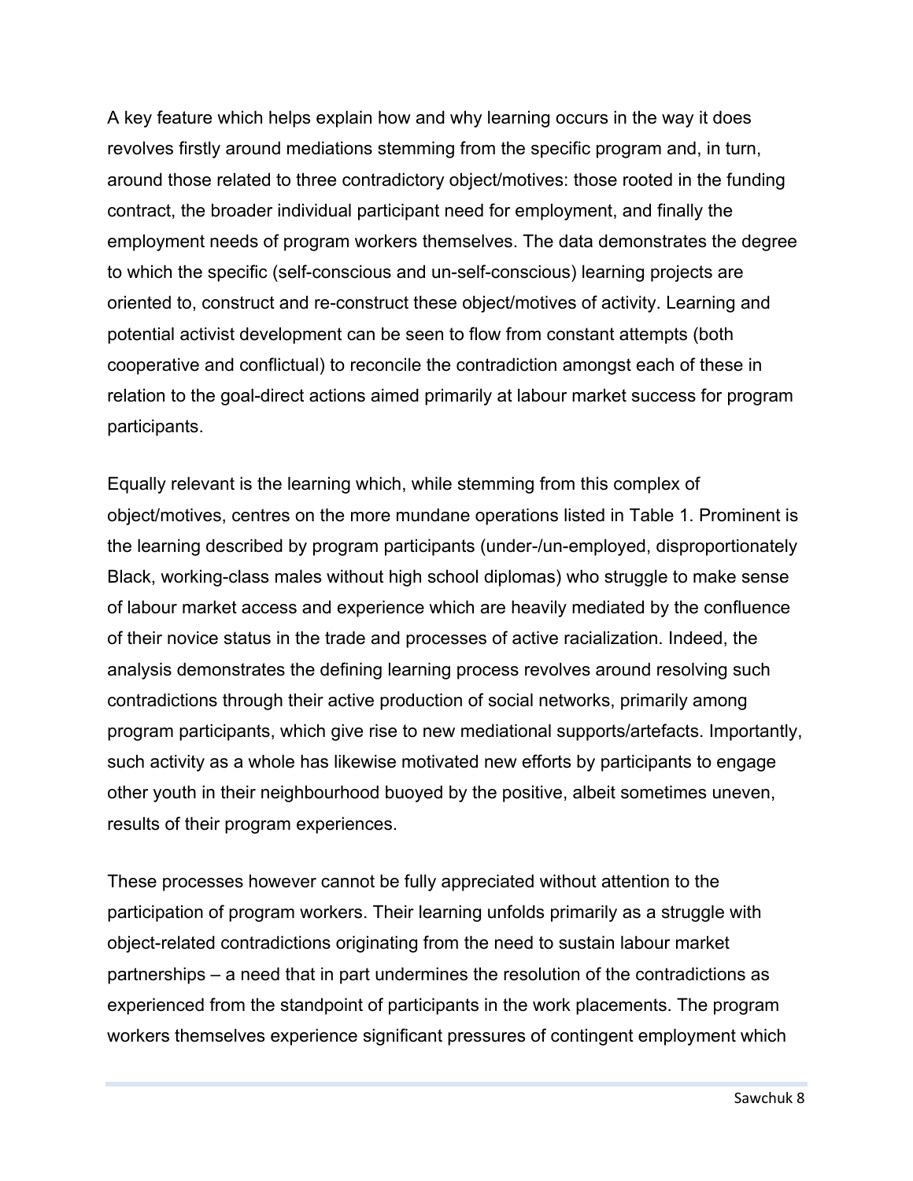A key feature which helps explain how and why learning occurs in the way it does revolves firstly around mediations stemming from the specific program and, in turn, around those related to three contradictory object/motives: those rooted in the funding contract, the broader individual participant need for employment, and finally the employment needs of program workers themselves. The data demonstrates the degree to which the specific (self-conscious and un-self-conscious) learning projects are oriented to, construct and re-construct these object/motives of activity. Learning and potential activist development can be seen to flow from constant attempts (both cooperative and conflictual) to reconcile the contradiction amongst each of these in relation to the goal-direct actions aimed primarily at labour market success for program participants.

Equally relevant is the learning which, while stemming from this complex of object/motives, centres on the more mundane operations listed in Table 1. Prominent is the learning described by program participants (under-/un-employed, disproportionately Black, working-class males without high school diplomas) who struggle to make sense of labour market access and experience which are heavily mediated by the confluence of their novice status in the trade and processes of active racialization. Indeed, the analysis demonstrates the defining learning process revolves around resolving such contradictions through their active production of social networks, primarily among program participants, which give rise to new mediational supports/artefacts. Importantly, such activity as a whole has likewise motivated new efforts by participants to engage other youth in their neighbourhood buoyed by the positive, albeit sometimes uneven, results of their program experiences.

These processes however cannot be fully appreciated without attention to the participation of program workers. Their learning unfolds primarily as a struggle with object-related contradictions originating from the need to sustain labour market partnerships – a need that in part undermines the resolution of the contradictions as experienced from the standpoint of participants in the work placements. The program workers themselves experience significant pressures of contingent employment which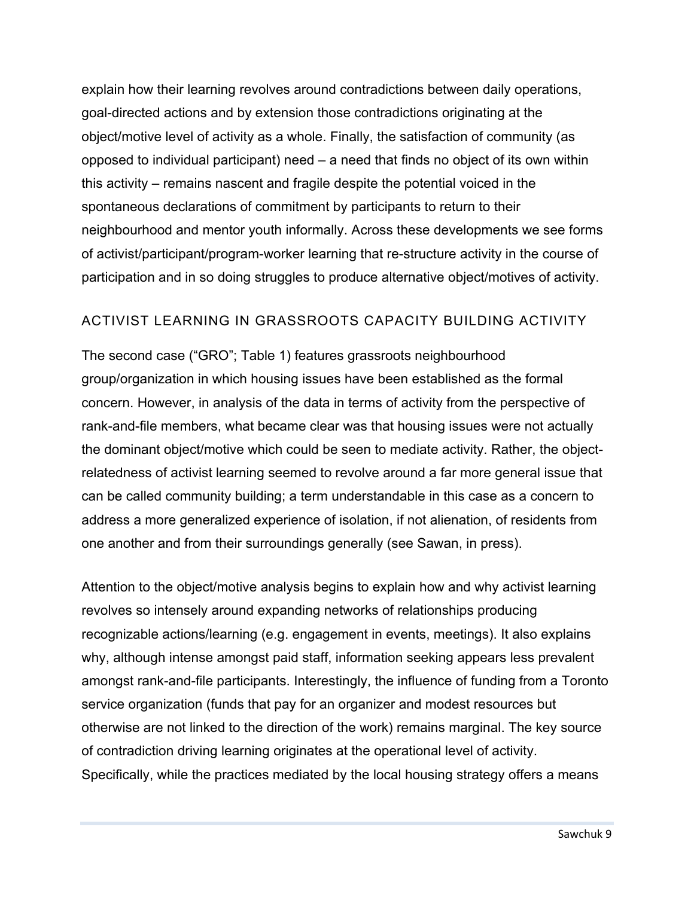explain how their learning revolves around contradictions between daily operations, goal-directed actions and by extension those contradictions originating at the object/motive level of activity as a whole. Finally, the satisfaction of community (as opposed to individual participant) need – a need that finds no object of its own within this activity – remains nascent and fragile despite the potential voiced in the spontaneous declarations of commitment by participants to return to their neighbourhood and mentor youth informally. Across these developments we see forms of activist/participant/program-worker learning that re-structure activity in the course of participation and in so doing struggles to produce alternative object/motives of activity.

## ACTIVIST LEARNING IN GRASSROOTS CAPACITY BUILDING ACTIVITY

The second case ("GRO"; Table 1) features grassroots neighbourhood group/organization in which housing issues have been established as the formal concern. However, in analysis of the data in terms of activity from the perspective of rank-and-file members, what became clear was that housing issues were not actually the dominant object/motive which could be seen to mediate activity. Rather, the object-relatedness of activist learning seemed to revolve around a far more general issue that can be called community building; a term understandable in this case as a concern to address a more generalized experience of isolation, if not alienation, of residents from one another and from their surroundings generally (see Sawan, in press).

Attention to the object/motive analysis begins to explain how and why activist learning revolves so intensely around expanding networks of relationships producing recognizable actions/learning (e.g. engagement in events, meetings). It also explains why, although intense amongst paid staff, information seeking appears less prevalent amongst rank-and-file participants. Interestingly, the influence of funding from a Toronto service organization (funds that pay for an organizer and modest resources but otherwise are not linked to the direction of the work) remains marginal. The key source of contradiction driving learning originates at the operational level of activity. Specifically, while the practices mediated by the local housing strategy offers a means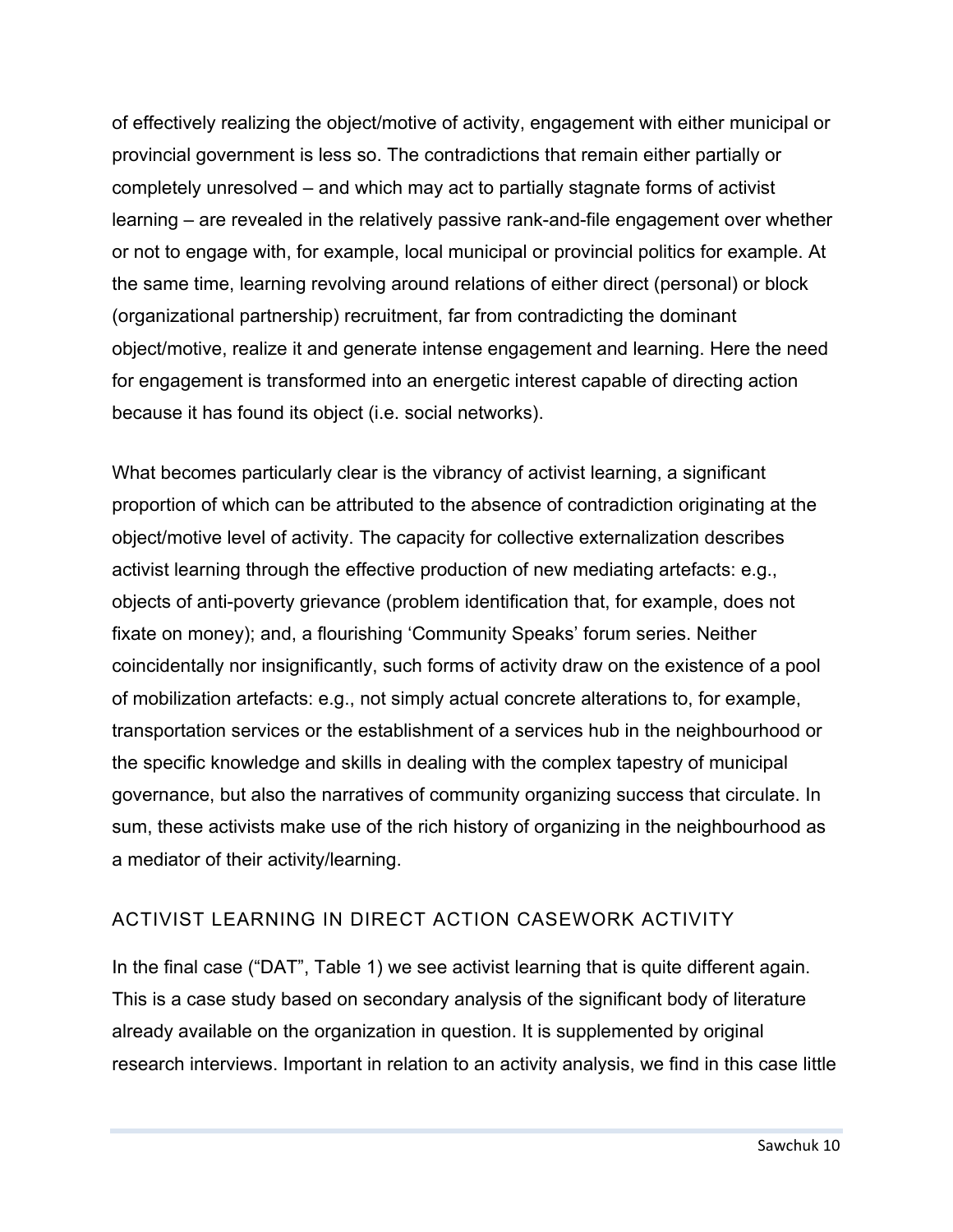of effectively realizing the object/motive of activity, engagement with either municipal or provincial government is less so. The contradictions that remain either partially or completely unresolved – and which may act to partially stagnate forms of activist learning – are revealed in the relatively passive rank-and-file engagement over whether or not to engage with, for example, local municipal or provincial politics for example. At the same time, learning revolving around relations of either direct (personal) or block (organizational partnership) recruitment, far from contradicting the dominant object/motive, realize it and generate intense engagement and learning. Here the need for engagement is transformed into an energetic interest capable of directing action because it has found its object (i.e. social networks).

What becomes particularly clear is the vibrancy of activist learning, a significant proportion of which can be attributed to the absence of contradiction originating at the object/motive level of activity. The capacity for collective externalization describes activist learning through the effective production of new mediating artefacts: e.g., objects of anti-poverty grievance (problem identification that, for example, does not fixate on money); and, a flourishing 'Community Speaks' forum series. Neither coincidentally nor insignificantly, such forms of activity draw on the existence of a pool of mobilization artefacts: e.g., not simply actual concrete alterations to, for example, transportation services or the establishment of a services hub in the neighbourhood or the specific knowledge and skills in dealing with the complex tapestry of municipal governance, but also the narratives of community organizing success that circulate. In sum, these activists make use of the rich history of organizing in the neighbourhood as a mediator of their activity/learning.

## ACTIVIST LEARNING IN DIRECT ACTION CASEWORK ACTIVITY

In the final case ("DAT", Table 1) we see activist learning that is quite different again. This is a case study based on secondary analysis of the significant body of literature already available on the organization in question. It is supplemented by original research interviews. Important in relation to an activity analysis, we find in this case little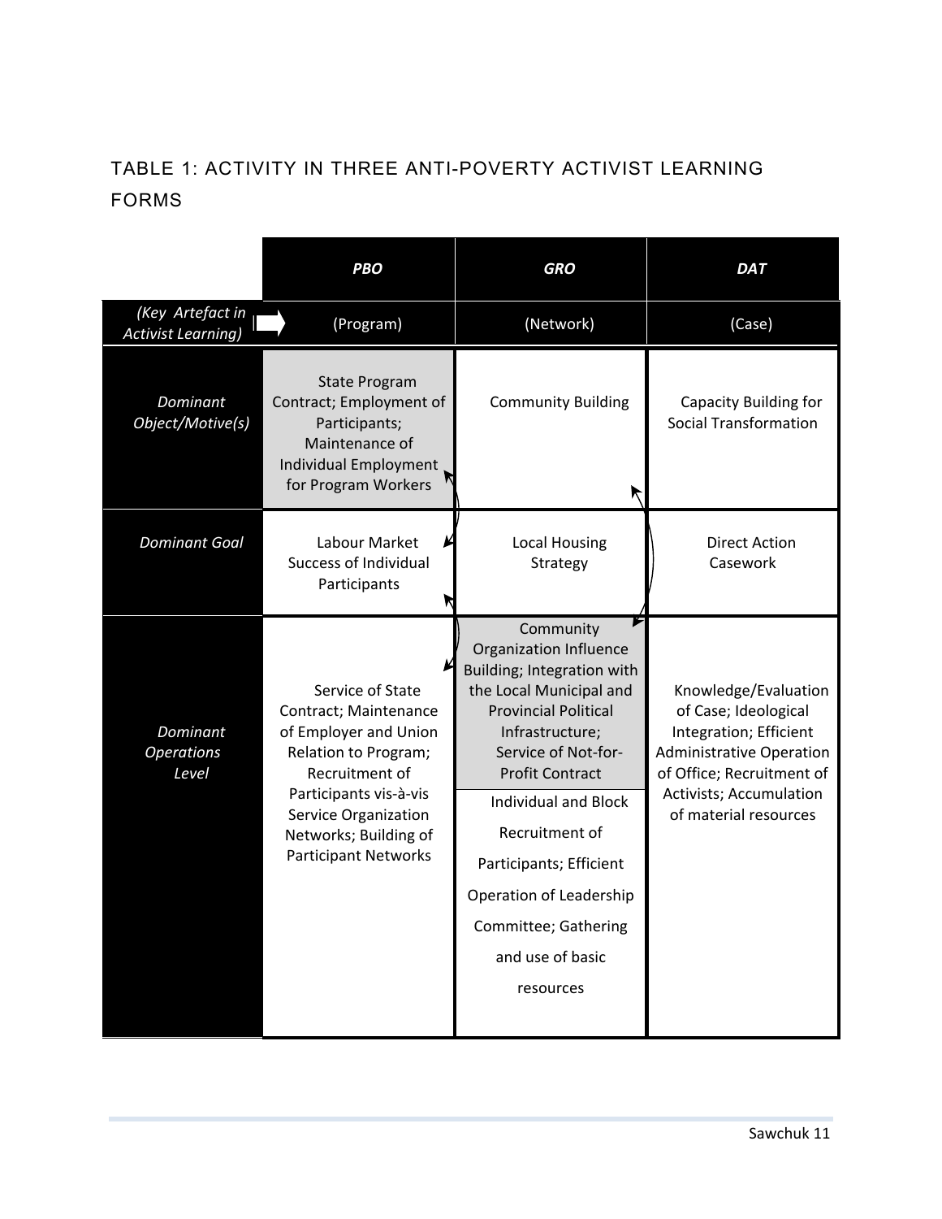## TABLE 1: ACTIVITY IN THREE ANTI-POVERTY ACTIVIST LEARNING FORMS

| | *PBO* | *GRO* | *DAT* |
|---|---|---|---|
| *(Key Artefact in Activist Learning)* | (Program) | (Network) | (Case) |
| *Dominant Object/Motive(s)* | State Program Contract; Employment of Participants; Maintenance of Individual Employment for Program Workers | Community Building | Capacity Building for Social Transformation |
| *Dominant Goal* | Labour Market Success of Individual Participants | Local Housing Strategy | Direct Action Casework |
| *Dominant Operations Level* | Service of State Contract; Maintenance of Employer and Union Relation to Program; Recruitment of Participants vis-à-vis Service Organization Networks; Building of Participant Networks | Community Organization Influence Building; Integration with the Local Municipal and Provincial Political Infrastructure; Service of Not-for-Profit Contract<br>Individual and Block Recruitment of Participants; Efficient Operation of Leadership Committee; Gathering and use of basic resources | Knowledge/Evaluation of Case; Ideological Integration; Efficient Administrative Operation of Office; Recruitment of Activists; Accumulation of material resources |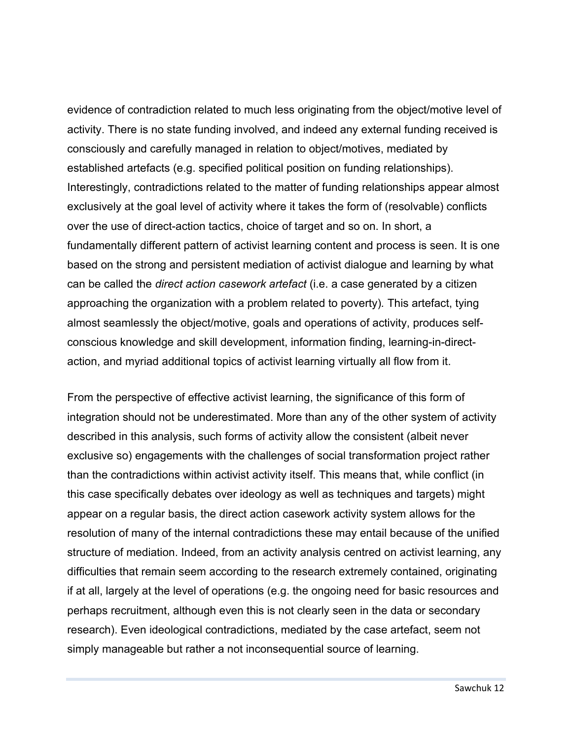evidence of contradiction related to much less originating from the object/motive level of activity. There is no state funding involved, and indeed any external funding received is consciously and carefully managed in relation to object/motives, mediated by established artefacts (e.g. specified political position on funding relationships). Interestingly, contradictions related to the matter of funding relationships appear almost exclusively at the goal level of activity where it takes the form of (resolvable) conflicts over the use of direct-action tactics, choice of target and so on. In short, a fundamentally different pattern of activist learning content and process is seen. It is one based on the strong and persistent mediation of activist dialogue and learning by what can be called the *direct action casework artefact* (i.e. a case generated by a citizen approaching the organization with a problem related to poverty). This artefact, tying almost seamlessly the object/motive, goals and operations of activity, produces self-conscious knowledge and skill development, information finding, learning-in-direct-action, and myriad additional topics of activist learning virtually all flow from it.

From the perspective of effective activist learning, the significance of this form of integration should not be underestimated. More than any of the other system of activity described in this analysis, such forms of activity allow the consistent (albeit never exclusive so) engagements with the challenges of social transformation project rather than the contradictions within activist activity itself. This means that, while conflict (in this case specifically debates over ideology as well as techniques and targets) might appear on a regular basis, the direct action casework activity system allows for the resolution of many of the internal contradictions these may entail because of the unified structure of mediation. Indeed, from an activity analysis centred on activist learning, any difficulties that remain seem according to the research extremely contained, originating if at all, largely at the level of operations (e.g. the ongoing need for basic resources and perhaps recruitment, although even this is not clearly seen in the data or secondary research). Even ideological contradictions, mediated by the case artefact, seem not simply manageable but rather a not inconsequential source of learning.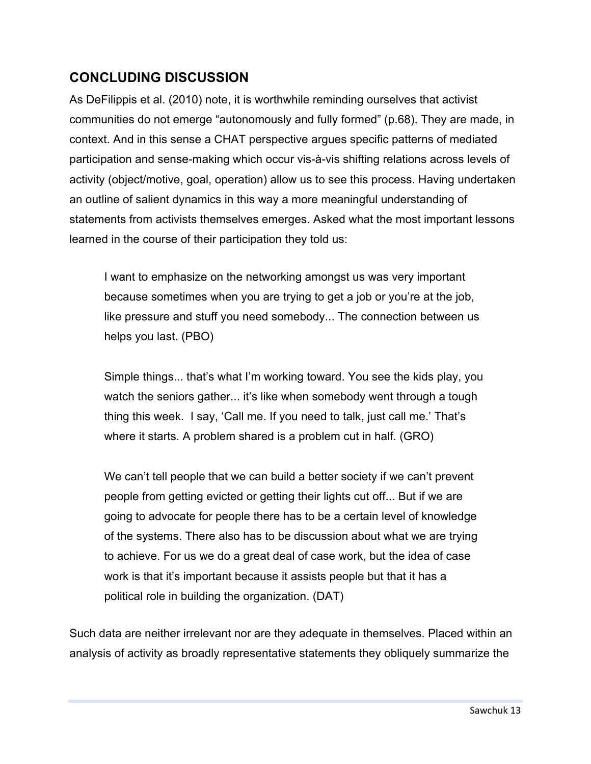## CONCLUDING DISCUSSION

As DeFilippis et al. (2010) note, it is worthwhile reminding ourselves that activist communities do not emerge “autonomously and fully formed” (p.68). They are made, in context. And in this sense a CHAT perspective argues specific patterns of mediated participation and sense-making which occur vis-à-vis shifting relations across levels of activity (object/motive, goal, operation) allow us to see this process. Having undertaken an outline of salient dynamics in this way a more meaningful understanding of statements from activists themselves emerges. Asked what the most important lessons learned in the course of their participation they told us:

> I want to emphasize on the networking amongst us was very important because sometimes when you are trying to get a job or you’re at the job, like pressure and stuff you need somebody... The connection between us helps you last. (PBO)
>
> Simple things... that’s what I’m working toward. You see the kids play, you watch the seniors gather... it’s like when somebody went through a tough thing this week. I say, ‘Call me. If you need to talk, just call me.’ That’s where it starts. A problem shared is a problem cut in half. (GRO)
>
> We can’t tell people that we can build a better society if we can’t prevent people from getting evicted or getting their lights cut off... But if we are going to advocate for people there has to be a certain level of knowledge of the systems. There also has to be discussion about what we are trying to achieve. For us we do a great deal of case work, but the idea of case work is that it’s important because it assists people but that it has a political role in building the organization. (DAT)

Such data are neither irrelevant nor are they adequate in themselves. Placed within an analysis of activity as broadly representative statements they obliquely summarize the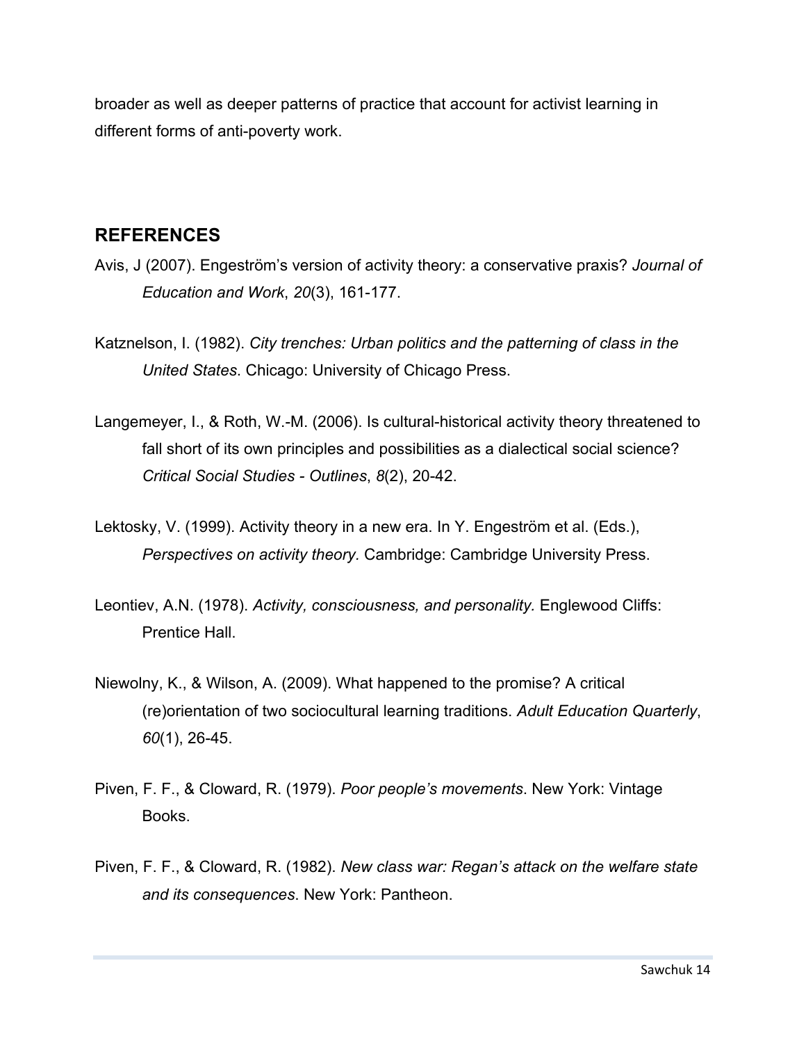broader as well as deeper patterns of practice that account for activist learning in different forms of anti-poverty work.

## REFERENCES

Avis, J (2007). Engeström's version of activity theory: a conservative praxis? *Journal of Education and Work*, *20*(3), 161-177.

Katznelson, I. (1982). *City trenches: Urban politics and the patterning of class in the United States*. Chicago: University of Chicago Press.

Langemeyer, I., & Roth, W.-M. (2006). Is cultural-historical activity theory threatened to fall short of its own principles and possibilities as a dialectical social science? *Critical Social Studies - Outlines*, *8*(2), 20-42.

Lektosky, V. (1999). Activity theory in a new era. In Y. Engeström et al. (Eds.), *Perspectives on activity theory.* Cambridge: Cambridge University Press.

Leontiev, A.N. (1978). *Activity, consciousness, and personality.* Englewood Cliffs: Prentice Hall.

Niewolny, K., & Wilson, A. (2009). What happened to the promise? A critical (re)orientation of two sociocultural learning traditions. *Adult Education Quarterly*, *60*(1), 26-45.

Piven, F. F., & Cloward, R. (1979). *Poor people's movements*. New York: Vintage Books.

Piven, F. F., & Cloward, R. (1982). *New class war: Regan's attack on the welfare state and its consequences*. New York: Pantheon.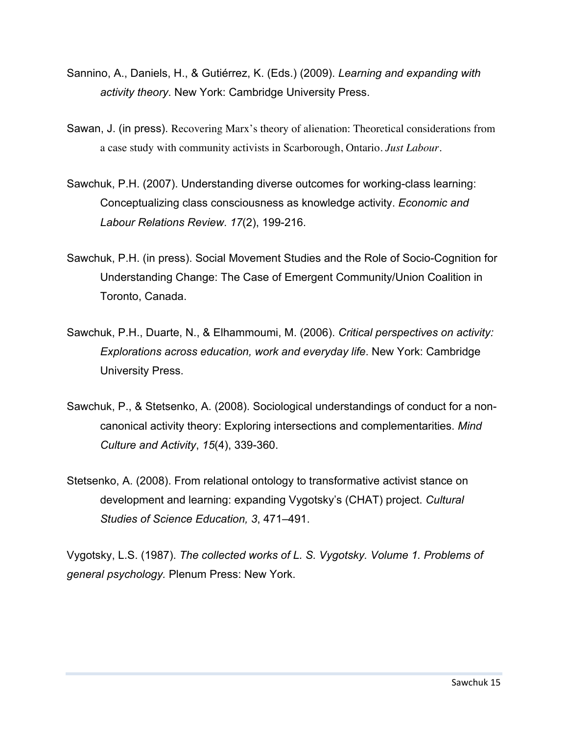Sannino, A., Daniels, H., & Gutiérrez, K. (Eds.) (2009). *Learning and expanding with activity theory*. New York: Cambridge University Press.

Sawan, J. (in press). Recovering Marx's theory of alienation: Theoretical considerations from a case study with community activists in Scarborough, Ontario. *Just Labour*.

Sawchuk, P.H. (2007). Understanding diverse outcomes for working-class learning: Conceptualizing class consciousness as knowledge activity. *Economic and Labour Relations Review*. *17*(2), 199-216.

Sawchuk, P.H. (in press). Social Movement Studies and the Role of Socio-Cognition for Understanding Change: The Case of Emergent Community/Union Coalition in Toronto, Canada.

Sawchuk, P.H., Duarte, N., & Elhammoumi, M. (2006). *Critical perspectives on activity: Explorations across education, work and everyday life*. New York: Cambridge University Press.

Sawchuk, P., & Stetsenko, A. (2008). Sociological understandings of conduct for a non-canonical activity theory: Exploring intersections and complementarities. *Mind Culture and Activity*, *15*(4), 339-360.

Stetsenko, A. (2008). From relational ontology to transformative activist stance on development and learning: expanding Vygotsky's (CHAT) project. *Cultural Studies of Science Education, 3*, 471–491.

Vygotsky, L.S. (1987). *The collected works of L. S. Vygotsky. Volume 1. Problems of general psychology.* Plenum Press: New York.